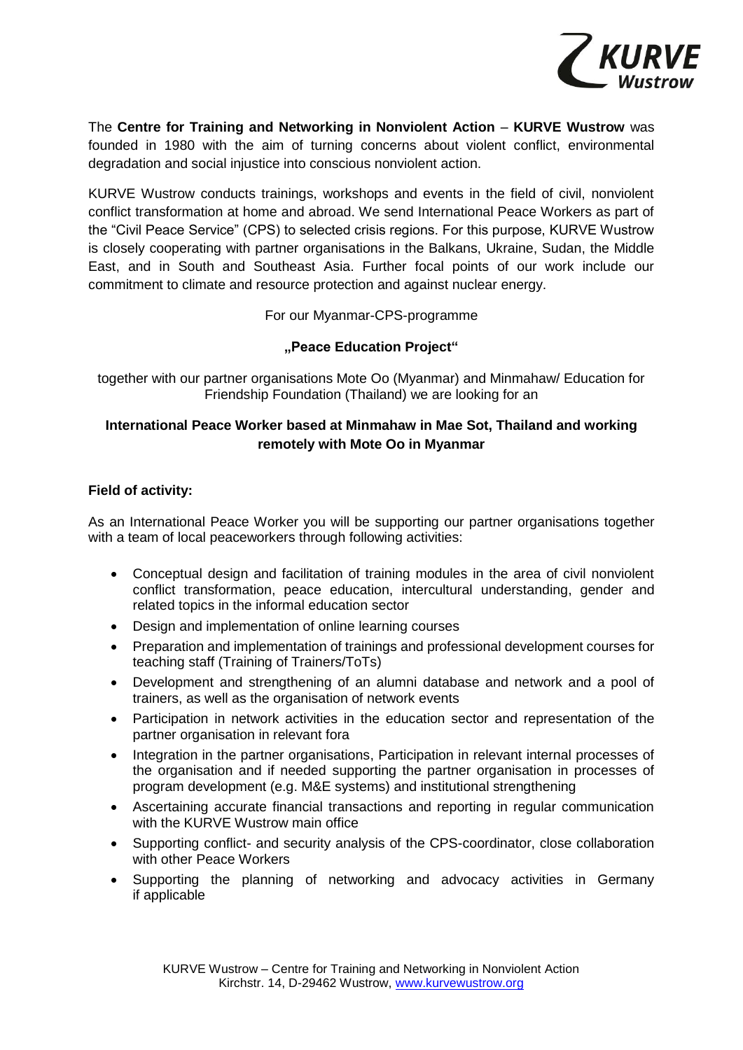The **Centre for Training and Networking in Nonviolent Action** – **KURVE Wustrow** was founded in 1980 with the aim of turning concerns about violent conflict, environmental degradation and social injustice into conscious nonviolent action.

KURVE Wustrow conducts trainings, workshops and events in the field of civil, nonviolent conflict transformation at home and abroad. We send International Peace Workers as part of the "Civil Peace Service" (CPS) to selected crisis regions. For this purpose, KURVE Wustrow is closely cooperating with partner organisations in the Balkans, Ukraine, Sudan, the Middle East, and in South and Southeast Asia. Further focal points of our work include our commitment to climate and resource protection and against nuclear energy.

For our Myanmar-CPS-programme

**„Peace Education Project"**

together with our partner organisations Mote Oo (Myanmar) and Minmahaw/ Education for Friendship Foundation (Thailand) we are looking for an

**International Peace Worker based at Minmahaw in Mae Sot, Thailand and working remotely with Mote Oo in Myanmar**

**Field of activity:**

As an International Peace Worker you will be supporting our partner organisations together with a team of local peaceworkers through following activities:

- Conceptual design and facilitation of training modules in the area of civil nonviolent conflict transformation, peace education, intercultural understanding, gender and related topics in the informal education sector
- Design and implementation of online learning courses
- Preparation and implementation of trainings and professional development courses for teaching staff (Training of Trainers/ToTs)
- Development and strengthening of an alumni database and network and a pool of trainers, as well as the organisation of network events
- Participation in network activities in the education sector and representation of the partner organisation in relevant fora
- Integration in the partner organisations, Participation in relevant internal processes of the organisation and if needed supporting the partner organisation in processes of program development (e.g. M&E systems) and institutional strengthening
- Ascertaining accurate financial transactions and reporting in regular communication with the KURVE Wustrow main office
- Supporting conflict- and security analysis of the CPS-coordinator, close collaboration with other Peace Workers
- Supporting the planning of networking and advocacy activities in Germany if applicable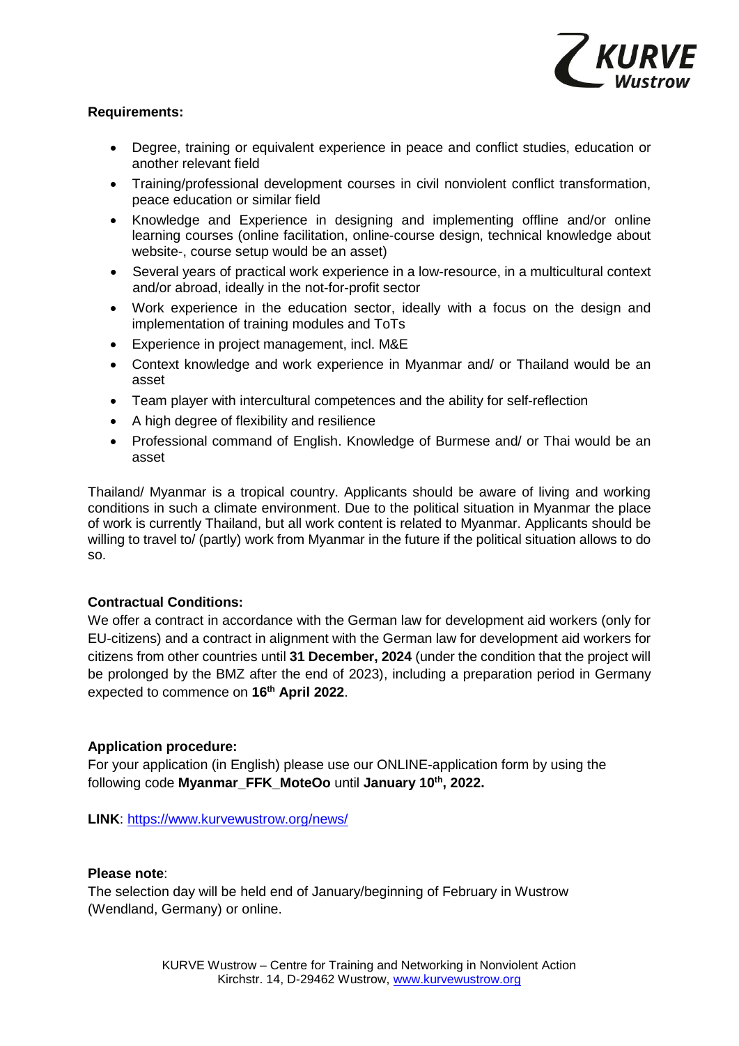**Requirements:**

- Degree, training or equivalent experience in peace and conflict studies, education or another relevant field
- Training/professional development courses in civil nonviolent conflict transformation, peace education or similar field
- Knowledge and Experience in designing and implementing offline and/or online learning courses (online facilitation, online-course design, technical knowledge about website-, course setup would be an asset)
- Several years of practical work experience in a low-resource, in a multicultural context and/or abroad, ideally in the not-for-profit sector
- Work experience in the education sector, ideally with a focus on the design and implementation of training modules and ToTs
- Experience in project management, incl. M&E
- Context knowledge and work experience in Myanmar and/ or Thailand would be an asset
- Team player with intercultural competences and the ability for self-reflection
- A high degree of flexibility and resilience
- Professional command of English. Knowledge of Burmese and/ or Thai would be an asset

Thailand/ Myanmar is a tropical country. Applicants should be aware of living and working conditions in such a climate environment. Due to the political situation in Myanmar the place of work is currently Thailand, but all work content is related to Myanmar. Applicants should be willing to travel to/ (partly) work from Myanmar in the future if the political situation allows to do so.

**Contractual Conditions:**

We offer a contract in accordance with the German law for development aid workers (only for EU-citizens) and a contract in alignment with the German law for development aid workers for citizens from other countries until **31 December, 2024** (under the condition that the project will be prolonged by the BMZ after the end of 2023), including a preparation period in Germany expected to commence on **16th April 2022**.

**Application procedure:**

For your application (in English) please use our ONLINE-application form by using the following code **Myanmar_FFK_MoteOo** until **January 10th, 2022.**

**LINK**: https://www.kurvewustrow.org/news/

**Please note**:

The selection day will be held end of January/beginning of February in Wustrow (Wendland, Germany) or online.

KURVE Wustrow – Centre for Training and Networking in Nonviolent Action
Kirchstr. 14, D-29462 Wustrow, www.kurvewustrow.org